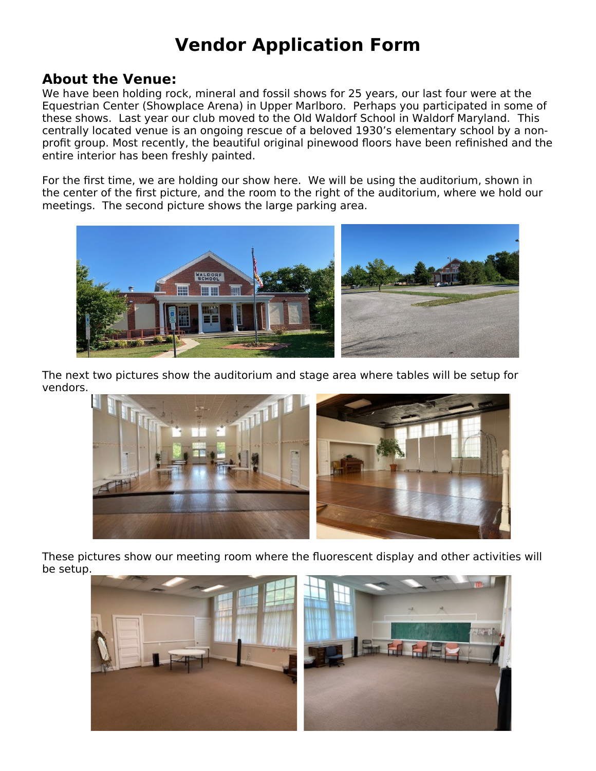# Vendor Application Form

## About the Venue:

We have been holding rock, mineral and fossil shows for 25 years, our last four were at the Equestrian Center (Showplace Arena) in Upper Marlboro. Perhaps you participated in some of these shows. Last year our club moved to the Old Waldorf School in Waldorf Maryland. This centrally located venue is an ongoing rescue of a beloved 1930's elementary school by a non-profit group. Most recently, the beautiful original pinewood floors have been refinished and the entire interior has been freshly painted.

For the first time, we are holding our show here. We will be using the auditorium, shown in the center of the first picture, and the room to the right of the auditorium, where we hold our meetings. The second picture shows the large parking area.

The next two pictures show the auditorium and stage area where tables will be setup for vendors.

These pictures show our meeting room where the fluorescent display and other activities will be setup.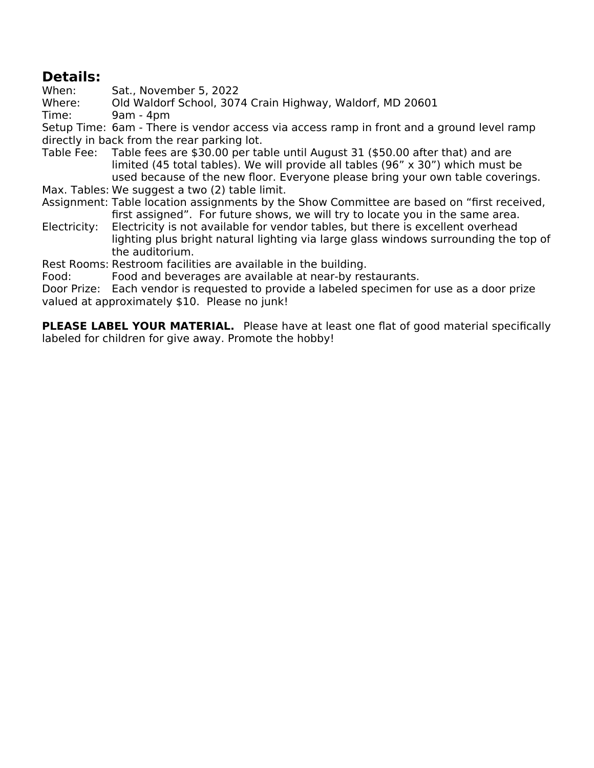## Details:

When: Sat., November 5, 2022

Where: Old Waldorf School, 3074 Crain Highway, Waldorf, MD 20601

Time: 9am - 4pm

Setup Time: 6am - There is vendor access via access ramp in front and a ground level ramp directly in back from the rear parking lot.

Table Fee: Table fees are $30.00 per table until August 31 ($50.00 after that) and are limited (45 total tables). We will provide all tables (96" x 30") which must be used because of the new floor. Everyone please bring your own table coverings.

Max. Tables: We suggest a two (2) table limit.

Assignment: Table location assignments by the Show Committee are based on "first received, first assigned". For future shows, we will try to locate you in the same area.

Electricity: Electricity is not available for vendor tables, but there is excellent overhead lighting plus bright natural lighting via large glass windows surrounding the top of the auditorium.

Rest Rooms: Restroom facilities are available in the building.

Food: Food and beverages are available at near-by restaurants.

Door Prize: Each vendor is requested to provide a labeled specimen for use as a door prize valued at approximately $10. Please no junk!

**PLEASE LABEL YOUR MATERIAL.** Please have at least one flat of good material specifically labeled for children for give away. Promote the hobby!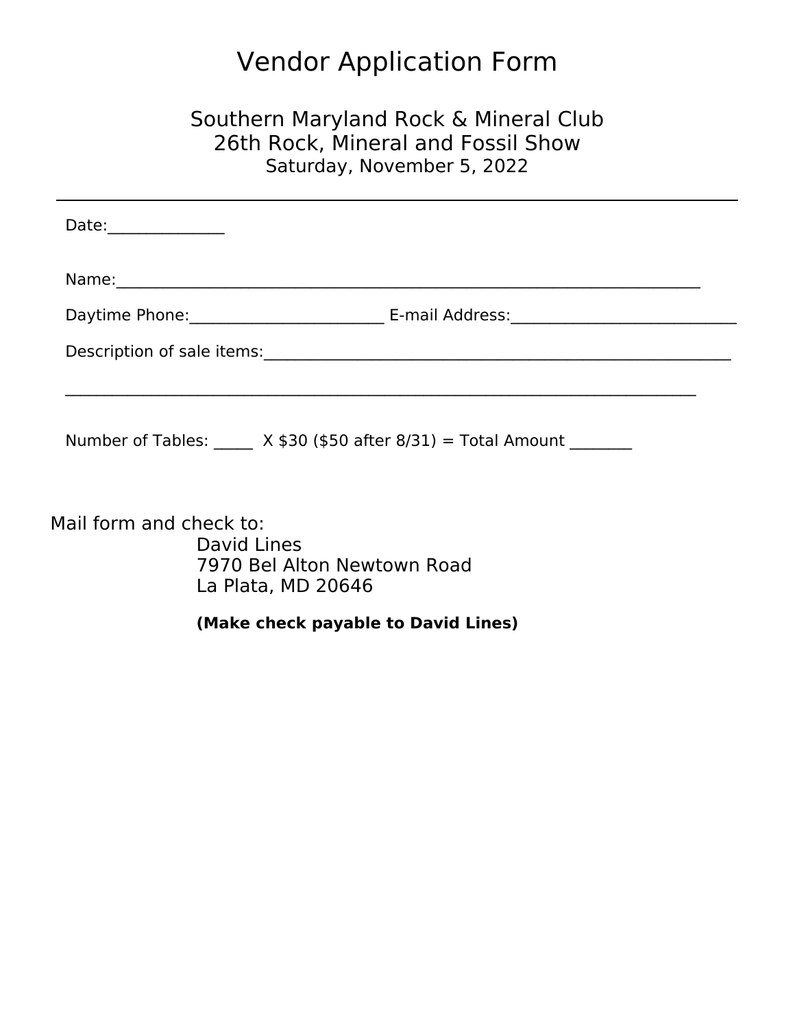# Vendor Application Form

## Southern Maryland Rock & Mineral Club
## 26th Rock, Mineral and Fossil Show
### Saturday, November 5, 2022

---

Date:______________

Name:_____________________________________________________________________

Daytime Phone:________________________ E-mail Address:____________________________

Description of sale items:__________________________________________________________

_____________________________________________________________________________

Number of Tables: _____ X $30 ($50 after 8/31) = Total Amount ________

Mail form and check to:

David Lines
7970 Bel Alton Newtown Road
La Plata, MD 20646

**(Make check payable to David Lines)**